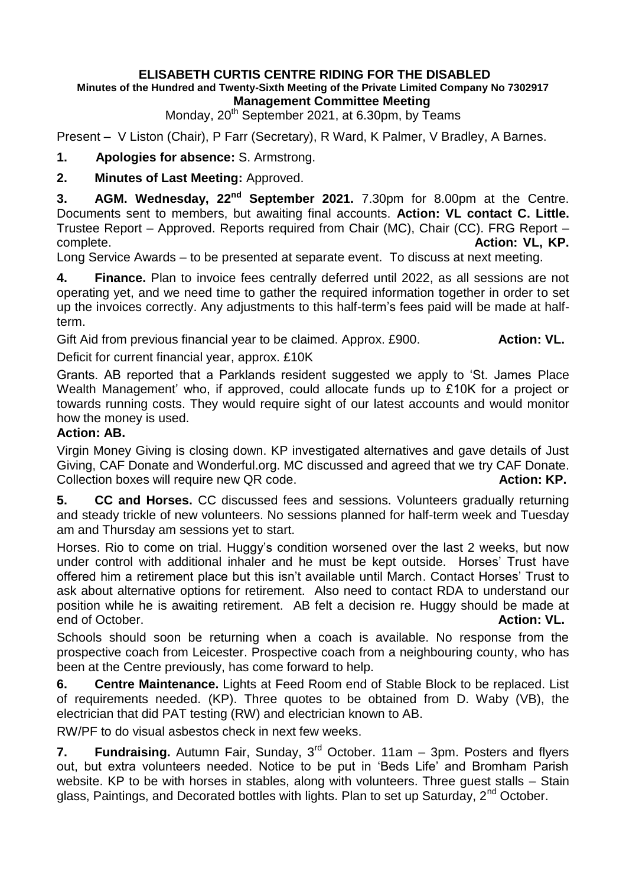# ELISABETH CURTIS CENTRE RIDING FOR THE DISABLED

**Minutes of the Hundred and Twenty-Sixth Meeting of the Private Limited Company No 7302917**

## Management Committee Meeting

Monday, 20th September 2021, at 6.30pm, by Teams

Present – V Liston (Chair), P Farr (Secretary), R Ward, K Palmer, V Bradley, A Barnes.

**1. Apologies for absence:** S. Armstrong.

**2. Minutes of Last Meeting:** Approved.

**3. AGM. Wednesday, 22nd September 2021.** 7.30pm for 8.00pm at the Centre. Documents sent to members, but awaiting final accounts. **Action: VL contact C. Little.** Trustee Report – Approved. Reports required from Chair (MC), Chair (CC). FRG Report – complete. **Action: VL, KP.**

Long Service Awards – to be presented at separate event. To discuss at next meeting.

**4. Finance.** Plan to invoice fees centrally deferred until 2022, as all sessions are not operating yet, and we need time to gather the required information together in order to set up the invoices correctly. Any adjustments to this half-term's fees paid will be made at half-term.

Gift Aid from previous financial year to be claimed. Approx. £900. **Action: VL.**

Deficit for current financial year, approx. £10K

Grants. AB reported that a Parklands resident suggested we apply to 'St. James Place Wealth Management' who, if approved, could allocate funds up to £10K for a project or towards running costs. They would require sight of our latest accounts and would monitor how the money is used.

**Action: AB.**

Virgin Money Giving is closing down. KP investigated alternatives and gave details of Just Giving, CAF Donate and Wonderful.org. MC discussed and agreed that we try CAF Donate. Collection boxes will require new QR code. **Action: KP.**

**5. CC and Horses.** CC discussed fees and sessions. Volunteers gradually returning and steady trickle of new volunteers. No sessions planned for half-term week and Tuesday am and Thursday am sessions yet to start.

Horses. Rio to come on trial. Huggy's condition worsened over the last 2 weeks, but now under control with additional inhaler and he must be kept outside. Horses' Trust have offered him a retirement place but this isn't available until March. Contact Horses' Trust to ask about alternative options for retirement. Also need to contact RDA to understand our position while he is awaiting retirement. AB felt a decision re. Huggy should be made at end of October. **Action: VL.**

Schools should soon be returning when a coach is available. No response from the prospective coach from Leicester. Prospective coach from a neighbouring county, who has been at the Centre previously, has come forward to help.

**6. Centre Maintenance.** Lights at Feed Room end of Stable Block to be replaced. List of requirements needed. (KP). Three quotes to be obtained from D. Waby (VB), the electrician that did PAT testing (RW) and electrician known to AB.

RW/PF to do visual asbestos check in next few weeks.

**7. Fundraising.** Autumn Fair, Sunday, 3rd October. 11am – 3pm. Posters and flyers out, but extra volunteers needed. Notice to be put in 'Beds Life' and Bromham Parish website. KP to be with horses in stables, along with volunteers. Three guest stalls – Stain glass, Paintings, and Decorated bottles with lights. Plan to set up Saturday, 2nd October.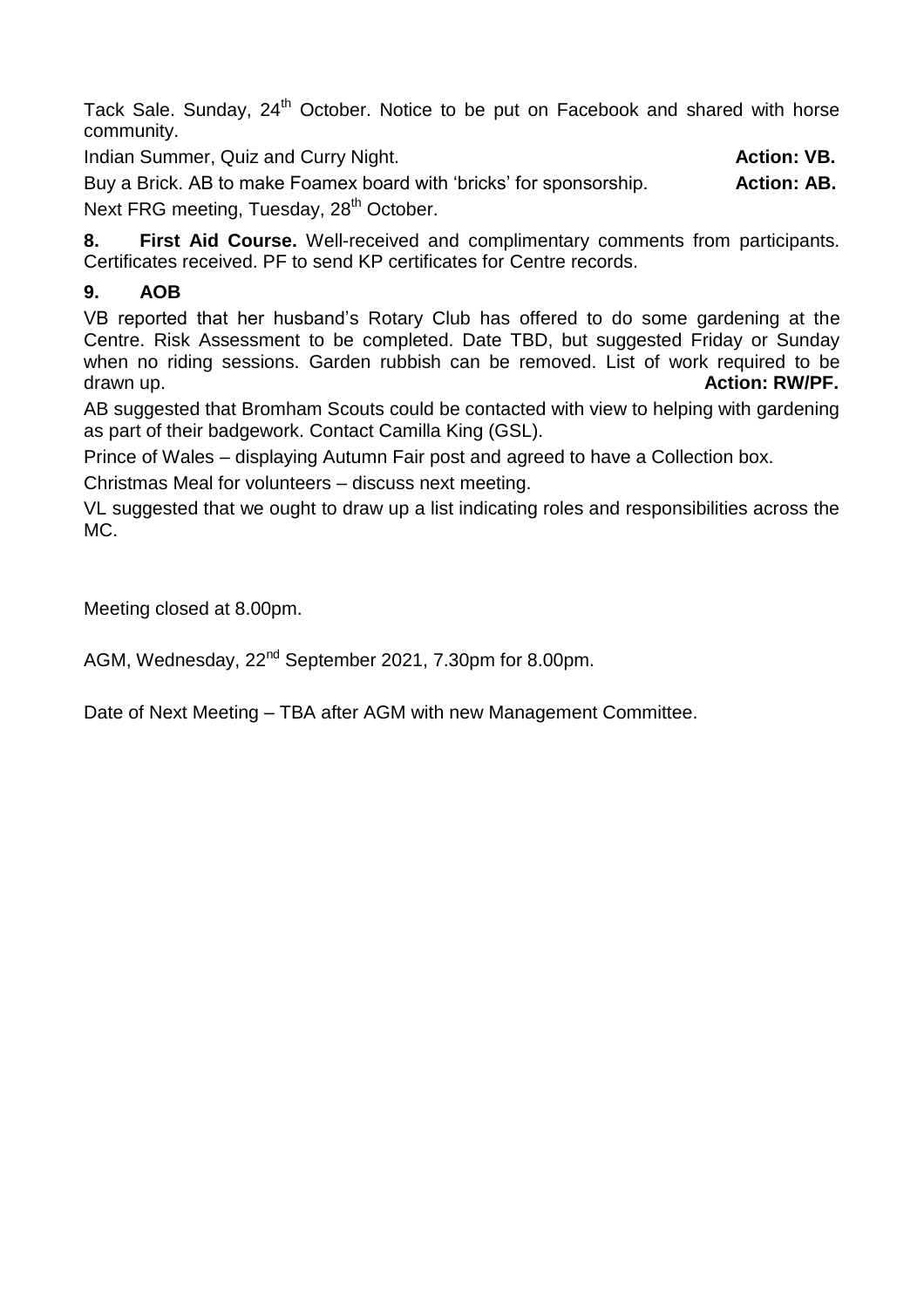Tack Sale. Sunday, 24th October. Notice to be put on Facebook and shared with horse community.

Indian Summer, Quiz and Curry Night. **Action: VB.**

Buy a Brick. AB to make Foamex board with 'bricks' for sponsorship. **Action: AB.**

Next FRG meeting, Tuesday, 28th October.

**8. First Aid Course.** Well-received and complimentary comments from participants. Certificates received. PF to send KP certificates for Centre records.

**9. AOB**

VB reported that her husband's Rotary Club has offered to do some gardening at the Centre. Risk Assessment to be completed. Date TBD, but suggested Friday or Sunday when no riding sessions. Garden rubbish can be removed. List of work required to be drawn up. **Action: RW/PF.**

AB suggested that Bromham Scouts could be contacted with view to helping with gardening as part of their badgework. Contact Camilla King (GSL).

Prince of Wales – displaying Autumn Fair post and agreed to have a Collection box.

Christmas Meal for volunteers – discuss next meeting.

VL suggested that we ought to draw up a list indicating roles and responsibilities across the MC.

Meeting closed at 8.00pm.

AGM, Wednesday, 22nd September 2021, 7.30pm for 8.00pm.

Date of Next Meeting – TBA after AGM with new Management Committee.